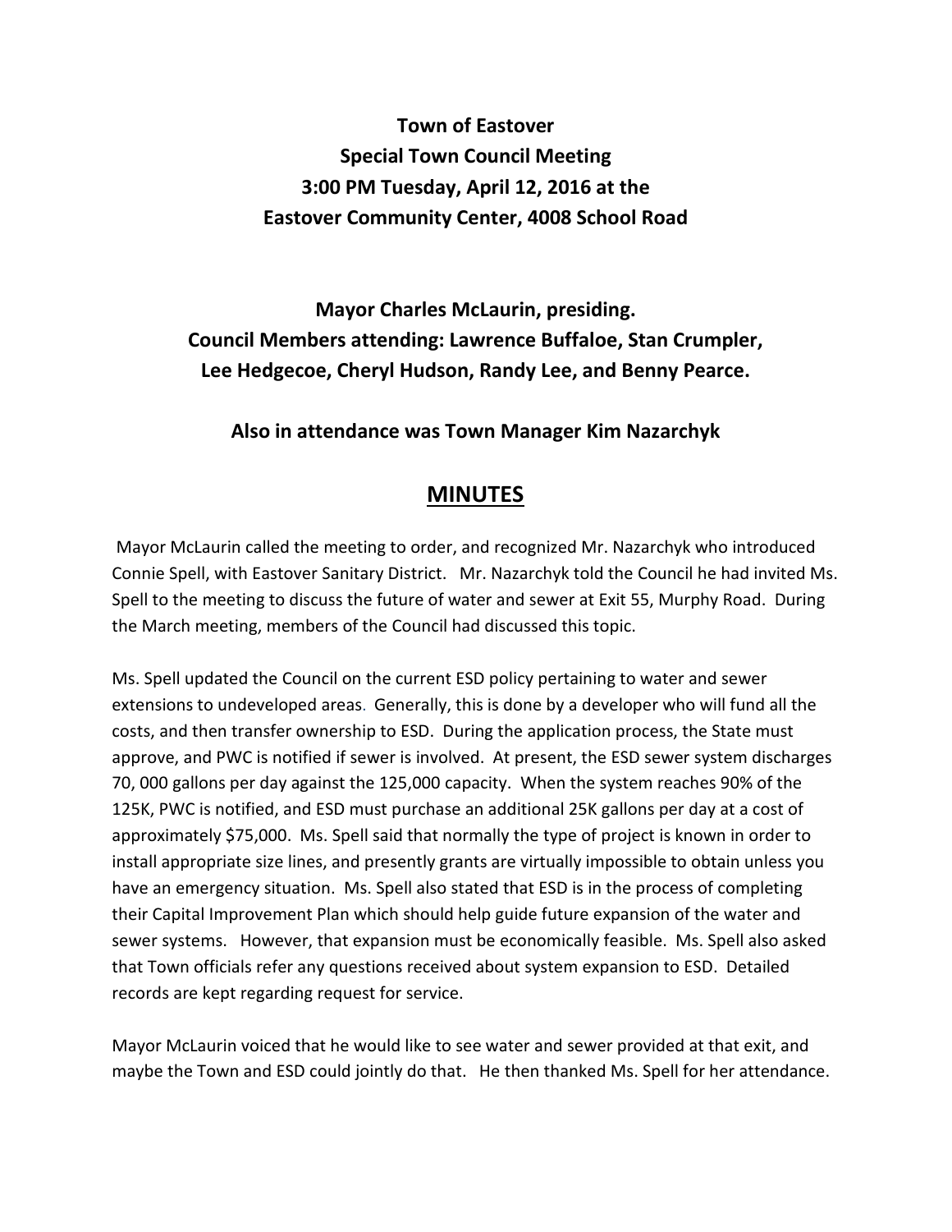**Town of Eastover**
**Special Town Council Meeting**
**3:00 PM Tuesday, April 12, 2016 at the**
**Eastover Community Center, 4008 School Road**

**Mayor Charles McLaurin, presiding.**
**Council Members attending: Lawrence Buffaloe, Stan Crumpler, Lee Hedgecoe, Cheryl Hudson, Randy Lee, and Benny Pearce.**

**Also in attendance was Town Manager Kim Nazarchyk**

# MINUTES

Mayor McLaurin called the meeting to order, and recognized Mr. Nazarchyk who introduced Connie Spell, with Eastover Sanitary District. Mr. Nazarchyk told the Council he had invited Ms. Spell to the meeting to discuss the future of water and sewer at Exit 55, Murphy Road. During the March meeting, members of the Council had discussed this topic.

Ms. Spell updated the Council on the current ESD policy pertaining to water and sewer extensions to undeveloped areas. Generally, this is done by a developer who will fund all the costs, and then transfer ownership to ESD. During the application process, the State must approve, and PWC is notified if sewer is involved. At present, the ESD sewer system discharges 70, 000 gallons per day against the 125,000 capacity. When the system reaches 90% of the 125K, PWC is notified, and ESD must purchase an additional 25K gallons per day at a cost of approximately $75,000. Ms. Spell said that normally the type of project is known in order to install appropriate size lines, and presently grants are virtually impossible to obtain unless you have an emergency situation. Ms. Spell also stated that ESD is in the process of completing their Capital Improvement Plan which should help guide future expansion of the water and sewer systems. However, that expansion must be economically feasible. Ms. Spell also asked that Town officials refer any questions received about system expansion to ESD. Detailed records are kept regarding request for service.

Mayor McLaurin voiced that he would like to see water and sewer provided at that exit, and maybe the Town and ESD could jointly do that. He then thanked Ms. Spell for her attendance.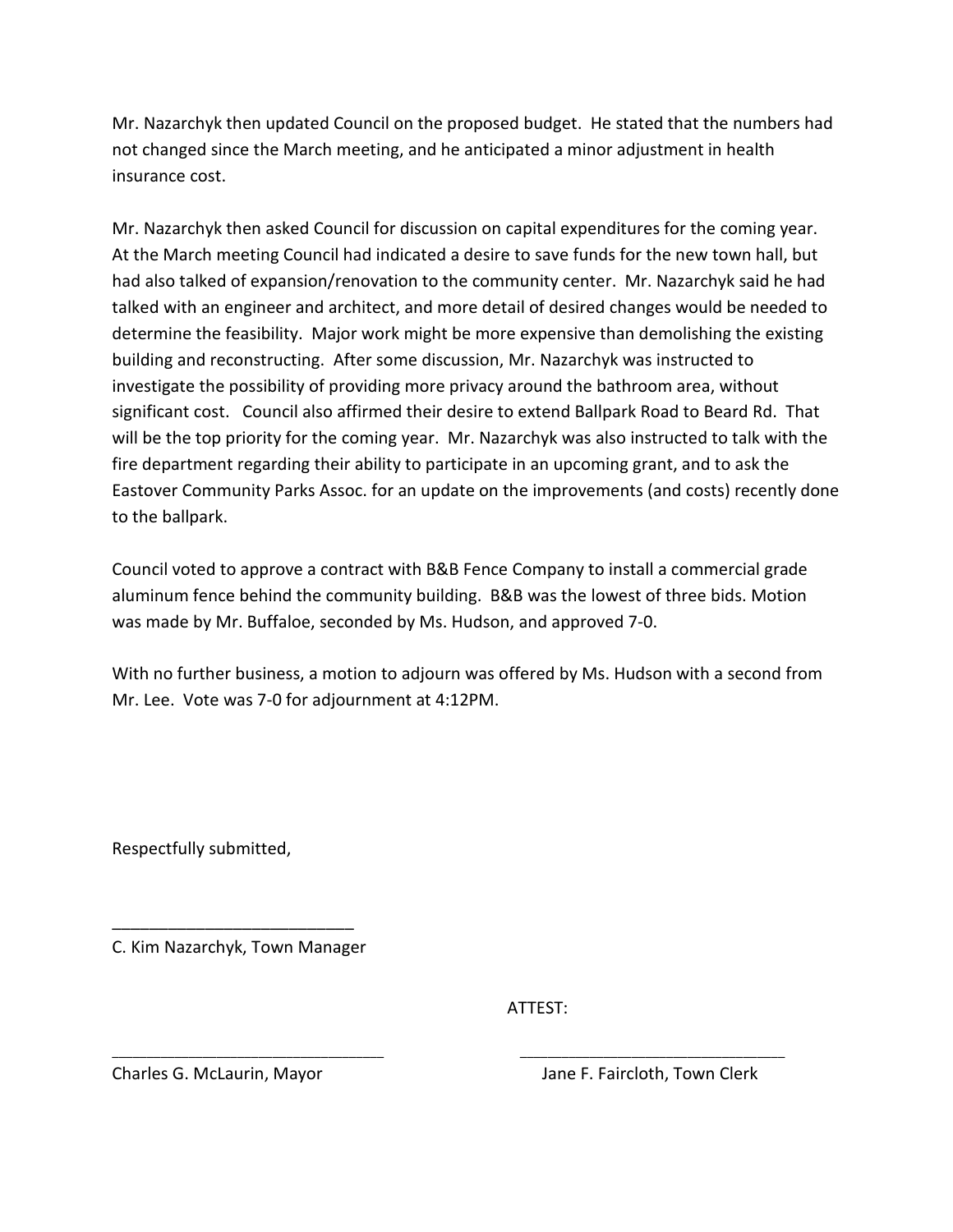Mr. Nazarchyk then updated Council on the proposed budget. He stated that the numbers had not changed since the March meeting, and he anticipated a minor adjustment in health insurance cost.

Mr. Nazarchyk then asked Council for discussion on capital expenditures for the coming year. At the March meeting Council had indicated a desire to save funds for the new town hall, but had also talked of expansion/renovation to the community center. Mr. Nazarchyk said he had talked with an engineer and architect, and more detail of desired changes would be needed to determine the feasibility. Major work might be more expensive than demolishing the existing building and reconstructing. After some discussion, Mr. Nazarchyk was instructed to investigate the possibility of providing more privacy around the bathroom area, without significant cost. Council also affirmed their desire to extend Ballpark Road to Beard Rd. That will be the top priority for the coming year. Mr. Nazarchyk was also instructed to talk with the fire department regarding their ability to participate in an upcoming grant, and to ask the Eastover Community Parks Assoc. for an update on the improvements (and costs) recently done to the ballpark.

Council voted to approve a contract with B&B Fence Company to install a commercial grade aluminum fence behind the community building. B&B was the lowest of three bids. Motion was made by Mr. Buffaloe, seconded by Ms. Hudson, and approved 7-0.

With no further business, a motion to adjourn was offered by Ms. Hudson with a second from Mr. Lee. Vote was 7-0 for adjournment at 4:12PM.

Respectfully submitted,

___________________________

C. Kim Nazarchyk, Town Manager

ATTEST:

______________________________ ______________________________

Charles G. McLaurin, Mayor Jane F. Faircloth, Town Clerk